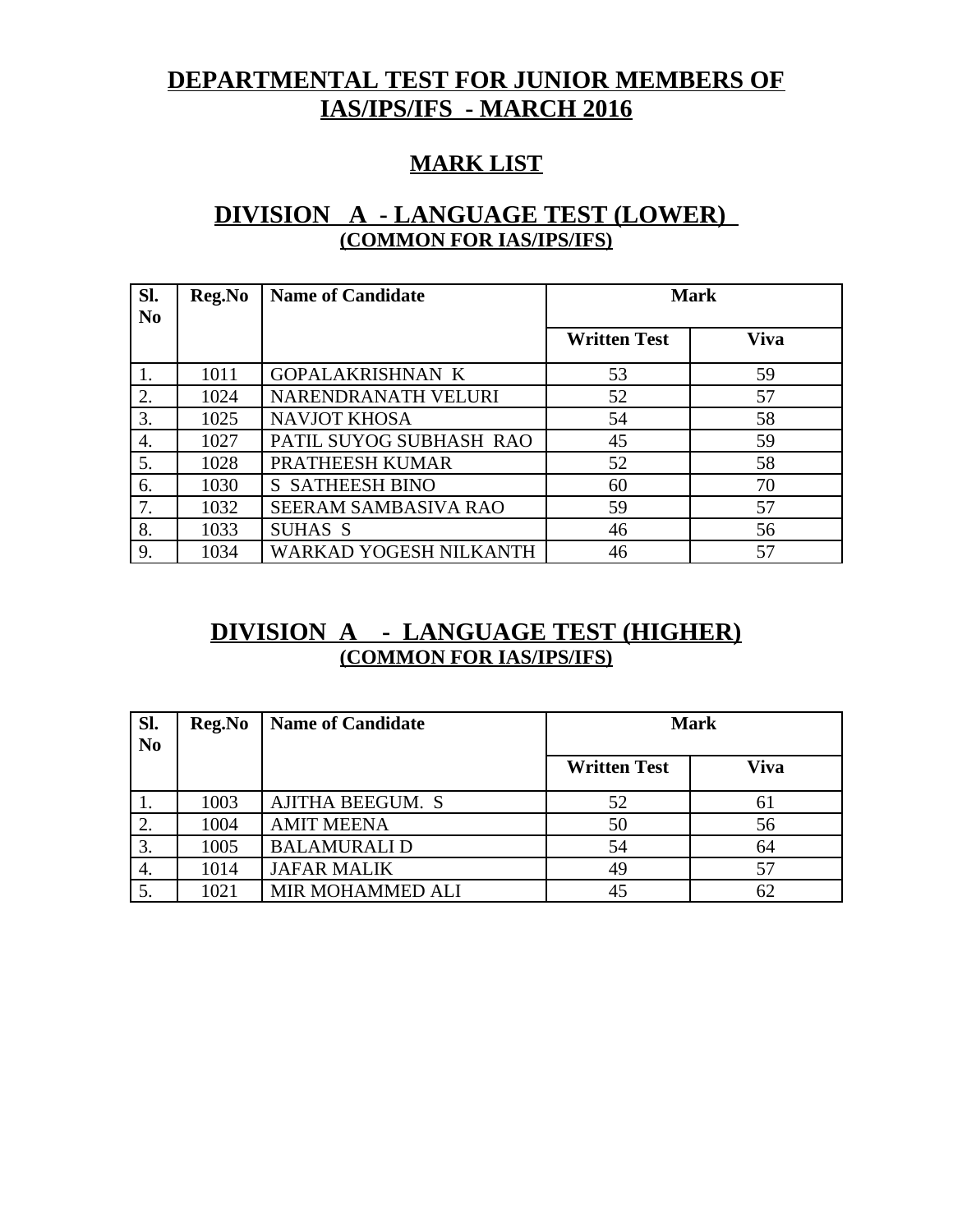# DEPARTMENTAL TEST FOR JUNIOR MEMBERS OF IAS/IPS/IFS - MARCH 2016

## MARK LIST

## DIVISION A - LANGUAGE TEST (LOWER)

### (COMMON FOR IAS/IPS/IFS)

| Sl. No | Reg.No | Name of Candidate | Mark | |
|---|---|---|---|---|
| | | | Written Test | Viva |
| 1. | 1011 | GOPALAKRISHNAN K | 53 | 59 |
| 2. | 1024 | NARENDRANATH VELURI | 52 | 57 |
| 3. | 1025 | NAVJOT KHOSA | 54 | 58 |
| 4. | 1027 | PATIL SUYOG SUBHASH RAO | 45 | 59 |
| 5. | 1028 | PRATHEESH KUMAR | 52 | 58 |
| 6. | 1030 | S SATHEESH BINO | 60 | 70 |
| 7. | 1032 | SEERAM SAMBASIVA RAO | 59 | 57 |
| 8. | 1033 | SUHAS S | 46 | 56 |
| 9. | 1034 | WARKAD YOGESH NILKANTH | 46 | 57 |

## DIVISION A - LANGUAGE TEST (HIGHER)

### (COMMON FOR IAS/IPS/IFS)

| Sl. No | Reg.No | Name of Candidate | Mark | |
|---|---|---|---|---|
| | | | Written Test | Viva |
| 1. | 1003 | AJITHA BEEGUM. S | 52 | 61 |
| 2. | 1004 | AMIT MEENA | 50 | 56 |
| 3. | 1005 | BALAMURALI D | 54 | 64 |
| 4. | 1014 | JAFAR MALIK | 49 | 57 |
| 5. | 1021 | MIR MOHAMMED ALI | 45 | 62 |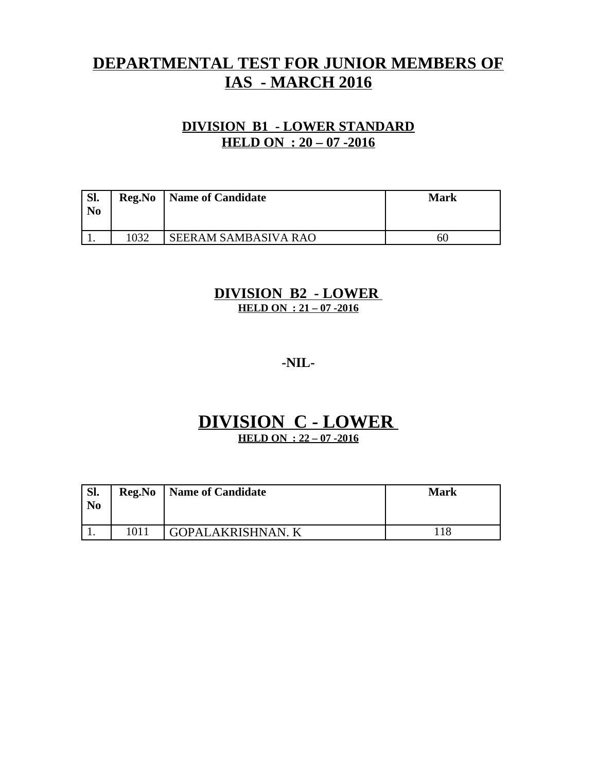# DEPARTMENTAL TEST FOR JUNIOR MEMBERS OF IAS - MARCH 2016

## DIVISION B1 - LOWER STANDARD
### HELD ON : 20 – 07 -2016

| Sl. No | Reg.No | Name of Candidate | Mark |
|---|---|---|---|
| 1. | 1032 | SEERAM SAMBASIVA RAO | 60 |

## DIVISION B2 - LOWER
### HELD ON : 21 – 07 -2016

**-NIL-**

# DIVISION C - LOWER
### HELD ON : 22 – 07 -2016

| Sl. No | Reg.No | Name of Candidate | Mark |
|---|---|---|---|
| 1. | 1011 | GOPALAKRISHNAN. K | 118 |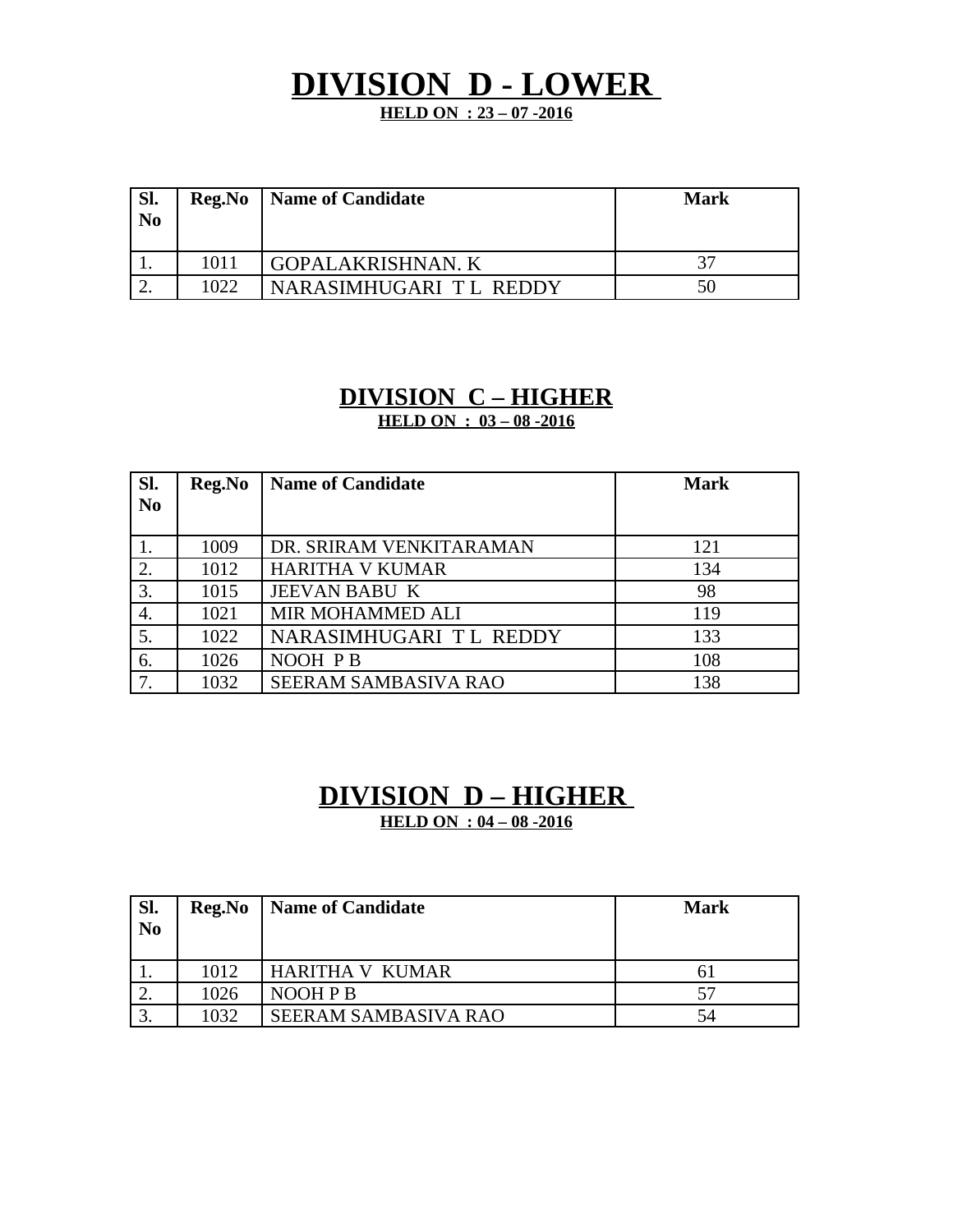# DIVISION D - LOWER

**HELD ON : 23 – 07 -2016**

| Sl. No | Reg.No | Name of Candidate | Mark |
|---|---|---|---|
| 1. | 1011 | GOPALAKRISHNAN. K | 37 |
| 2. | 1022 | NARASIMHUGARI T L REDDY | 50 |

# DIVISION C – HIGHER

**HELD ON : 03 – 08 -2016**

| Sl. No | Reg.No | Name of Candidate | Mark |
|---|---|---|---|
| 1. | 1009 | DR. SRIRAM VENKITARAMAN | 121 |
| 2. | 1012 | HARITHA V KUMAR | 134 |
| 3. | 1015 | JEEVAN BABU K | 98 |
| 4. | 1021 | MIR MOHAMMED ALI | 119 |
| 5. | 1022 | NARASIMHUGARI T L REDDY | 133 |
| 6. | 1026 | NOOH P B | 108 |
| 7. | 1032 | SEERAM SAMBASIVA RAO | 138 |

# DIVISION D – HIGHER

**HELD ON : 04 – 08 -2016**

| Sl. No | Reg.No | Name of Candidate | Mark |
|---|---|---|---|
| 1. | 1012 | HARITHA V KUMAR | 61 |
| 2. | 1026 | NOOH P B | 57 |
| 3. | 1032 | SEERAM SAMBASIVA RAO | 54 |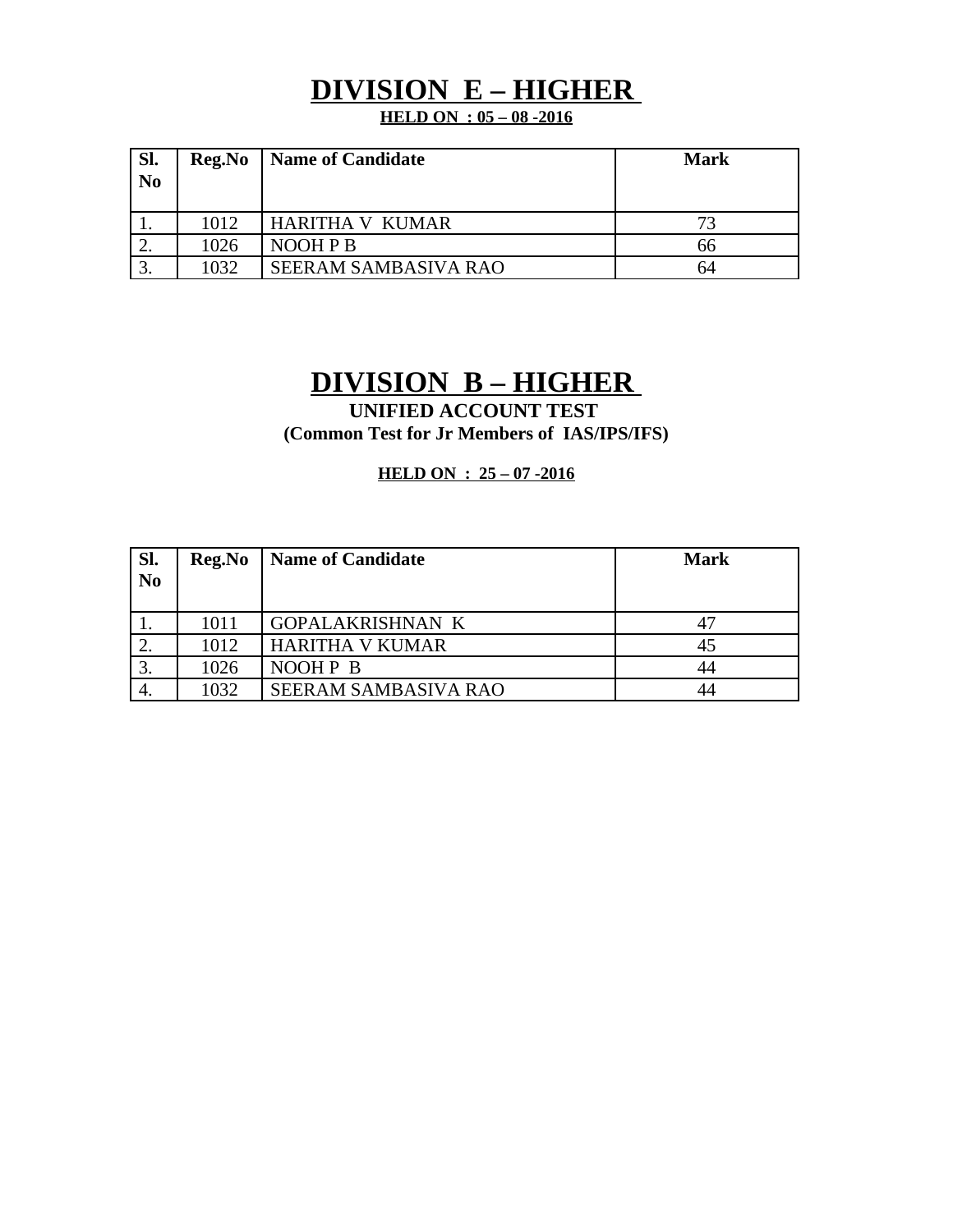# DIVISION E – HIGHER

**HELD ON : 05 – 08 -2016**

| Sl. No | Reg.No | Name of Candidate | Mark |
|---|---|---|---|
| 1. | 1012 | HARITHA V KUMAR | 73 |
| 2. | 1026 | NOOH P B | 66 |
| 3. | 1032 | SEERAM SAMBASIVA RAO | 64 |

# DIVISION B – HIGHER

**UNIFIED ACCOUNT TEST**

**(Common Test for Jr Members of IAS/IPS/IFS)**

**HELD ON : 25 – 07 -2016**

| Sl. No | Reg.No | Name of Candidate | Mark |
|---|---|---|---|
| 1. | 1011 | GOPALAKRISHNAN K | 47 |
| 2. | 1012 | HARITHA V KUMAR | 45 |
| 3. | 1026 | NOOH P B | 44 |
| 4. | 1032 | SEERAM SAMBASIVA RAO | 44 |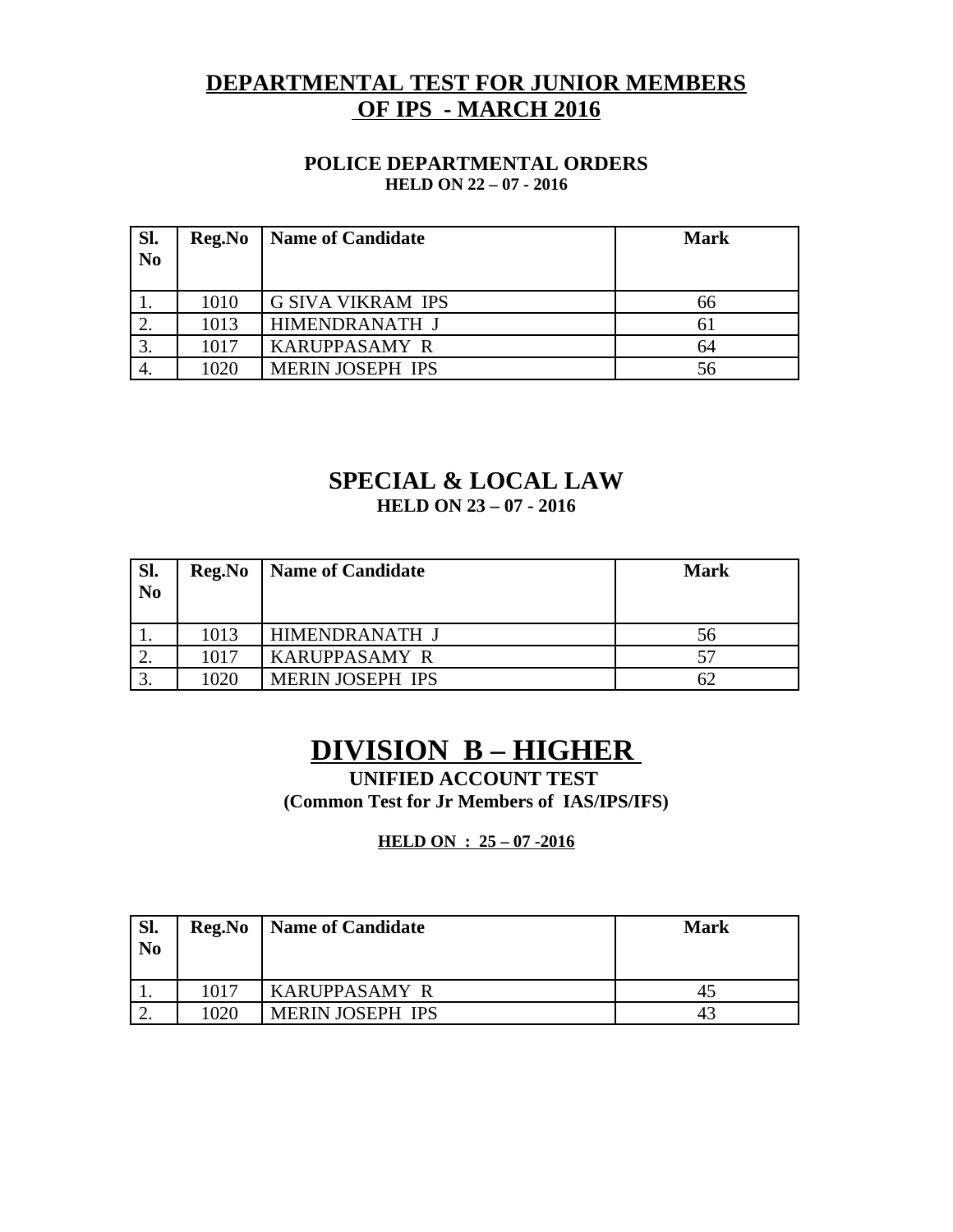# DEPARTMENTAL TEST FOR JUNIOR MEMBERS OF IPS - MARCH 2016

## POLICE DEPARTMENTAL ORDERS

**HELD ON 22 – 07 - 2016**

| Sl. No | Reg.No | Name of Candidate | Mark |
|---|---|---|---|
| 1. | 1010 | G SIVA VIKRAM IPS | 66 |
| 2. | 1013 | HIMENDRANATH J | 61 |
| 3. | 1017 | KARUPPASAMY R | 64 |
| 4. | 1020 | MERIN JOSEPH IPS | 56 |

## SPECIAL & LOCAL LAW

**HELD ON 23 – 07 - 2016**

| Sl. No | Reg.No | Name of Candidate | Mark |
|---|---|---|---|
| 1. | 1013 | HIMENDRANATH J | 56 |
| 2. | 1017 | KARUPPASAMY R | 57 |
| 3. | 1020 | MERIN JOSEPH IPS | 62 |

# DIVISION B – HIGHER

## UNIFIED ACCOUNT TEST

**(Common Test for Jr Members of IAS/IPS/IFS)**

**HELD ON : 25 – 07 -2016**

| Sl. No | Reg.No | Name of Candidate | Mark |
|---|---|---|---|
| 1. | 1017 | KARUPPASAMY R | 45 |
| 2. | 1020 | MERIN JOSEPH IPS | 43 |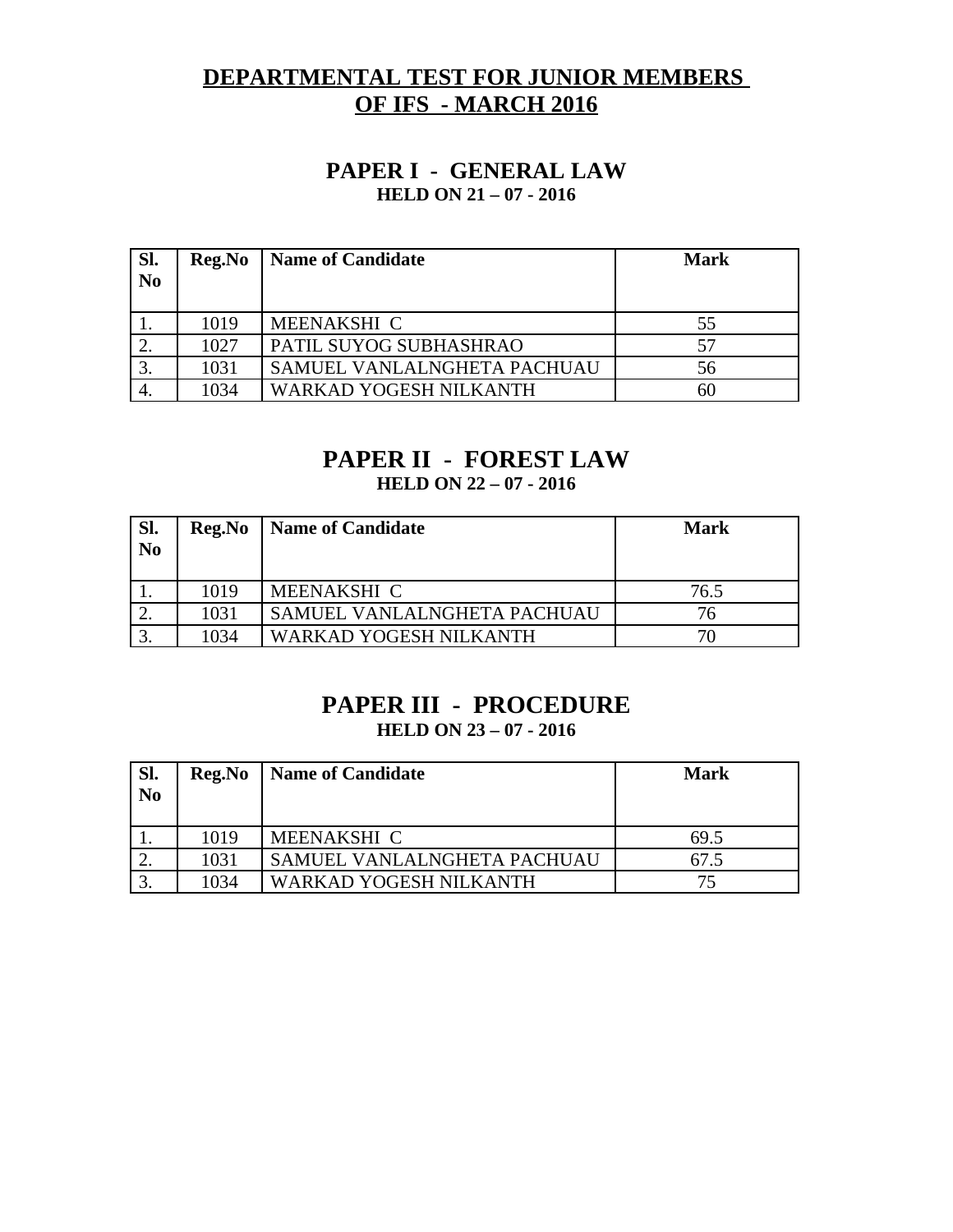# DEPARTMENTAL TEST FOR JUNIOR MEMBERS OF IFS - MARCH 2016

## PAPER I - GENERAL LAW

**HELD ON 21 – 07 - 2016**

| Sl. No | Reg.No | Name of Candidate | Mark |
|---|---|---|---|
| 1. | 1019 | MEENAKSHI C | 55 |
| 2. | 1027 | PATIL SUYOG SUBHASHRAO | 57 |
| 3. | 1031 | SAMUEL VANLALNGHETA PACHUAU | 56 |
| 4. | 1034 | WARKAD YOGESH NILKANTH | 60 |

## PAPER II - FOREST LAW

**HELD ON 22 – 07 - 2016**

| Sl. No | Reg.No | Name of Candidate | Mark |
|---|---|---|---|
| 1. | 1019 | MEENAKSHI C | 76.5 |
| 2. | 1031 | SAMUEL VANLALNGHETA PACHUAU | 76 |
| 3. | 1034 | WARKAD YOGESH NILKANTH | 70 |

## PAPER III - PROCEDURE

**HELD ON 23 – 07 - 2016**

| Sl. No | Reg.No | Name of Candidate | Mark |
|---|---|---|---|
| 1. | 1019 | MEENAKSHI C | 69.5 |
| 2. | 1031 | SAMUEL VANLALNGHETA PACHUAU | 67.5 |
| 3. | 1034 | WARKAD YOGESH NILKANTH | 75 |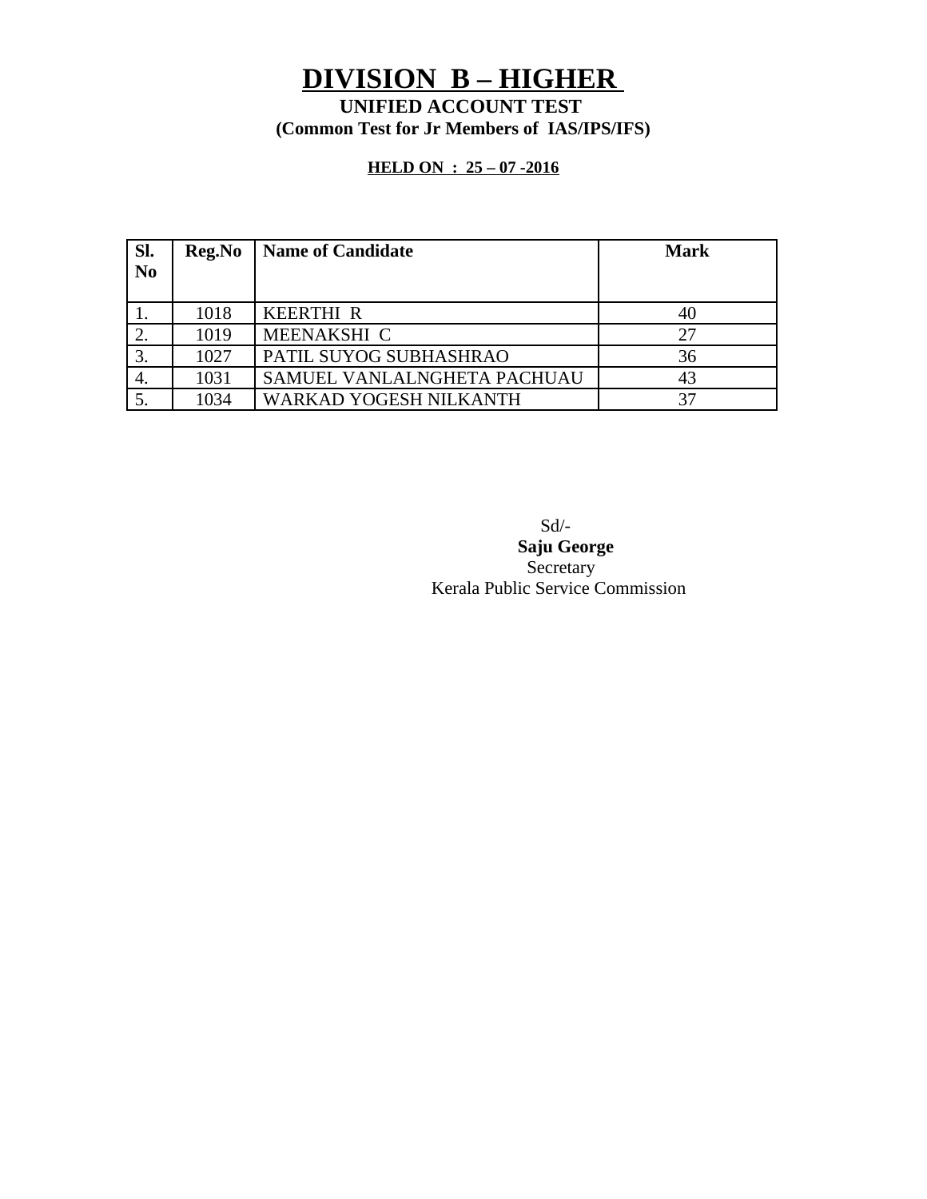# DIVISION B – HIGHER

**UNIFIED ACCOUNT TEST**

**(Common Test for Jr Members of IAS/IPS/IFS)**

**HELD ON : 25 – 07 -2016**

| Sl. No | Reg.No | Name of Candidate | Mark |
|---|---|---|---|
| 1. | 1018 | KEERTHI R | 40 |
| 2. | 1019 | MEENAKSHI C | 27 |
| 3. | 1027 | PATIL SUYOG SUBHASHRAO | 36 |
| 4. | 1031 | SAMUEL VANLALNGHETA PACHUAU | 43 |
| 5. | 1034 | WARKAD YOGESH NILKANTH | 37 |

Sd/-

**Saju George**

Secretary

Kerala Public Service Commission